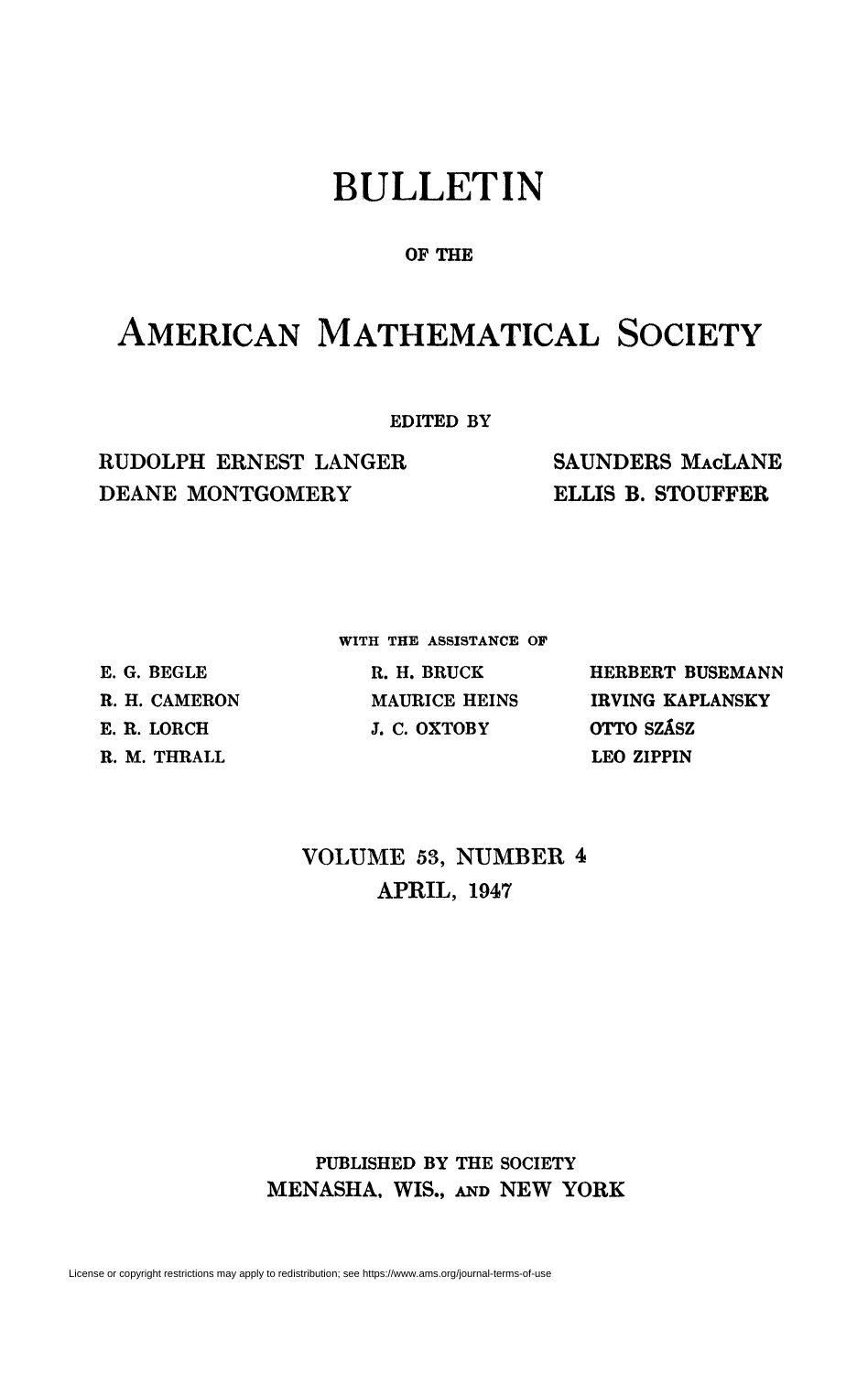# BULLETIN

OF THE

# AMERICAN MATHEMATICAL SOCIETY

EDITED BY

RUDOLPH ERNEST LANGER
DEANE MONTGOMERY
SAUNDERS MACLANE
ELLIS B. STOUFFER

WITH THE ASSISTANCE OF

E. G. BEGLE
R. H. CAMERON
E. R. LORCH
R. M. THRALL
R. H. BRUCK
MAURICE HEINS
J. C. OXTOBY
HERBERT BUSEMANN
IRVING KAPLANSKY
OTTO SZÁSZ
LEO ZIPPIN

VOLUME 53, NUMBER 4
APRIL, 1947

PUBLISHED BY THE SOCIETY
MENASHA, WIS., AND NEW YORK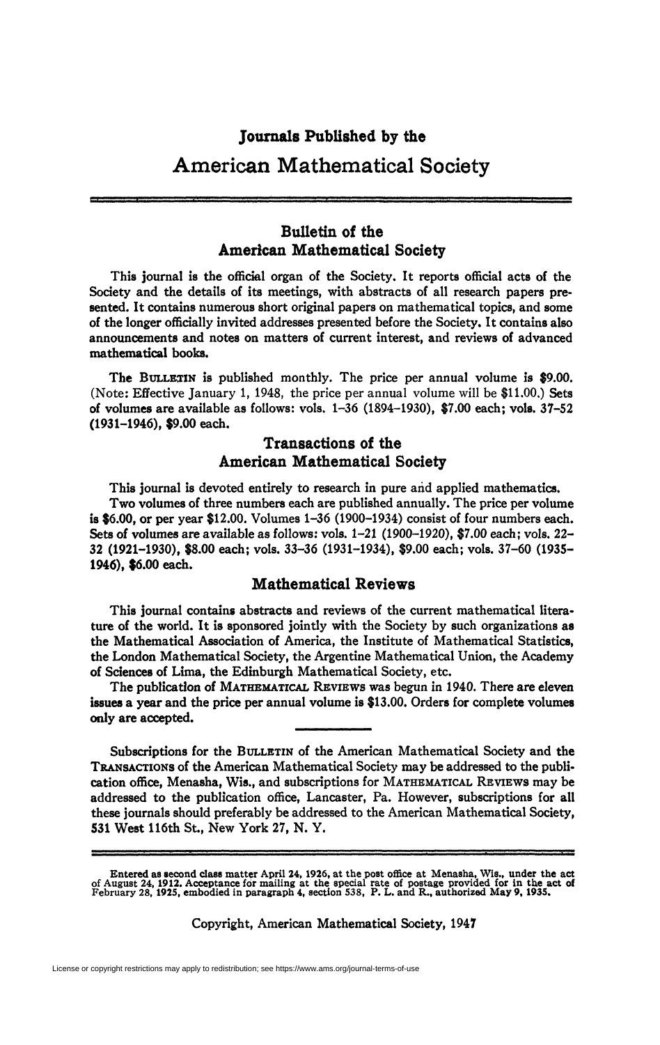# Journals Published by the American Mathematical Society

## Bulletin of the American Mathematical Society

This journal is the official organ of the Society. It reports official acts of the Society and the details of its meetings, with abstracts of all research papers presented. It contains numerous short original papers on mathematical topics, and some of the longer officially invited addresses presented before the Society. It contains also announcements and notes on matters of current interest, and reviews of advanced mathematical books.

The BULLETIN is published monthly. The price per annual volume is $9.00. (Note: Effective January 1, 1948, the price per annual volume will be $11.00.) Sets of volumes are available as follows: vols. 1–36 (1894–1930), $7.00 each; vols. 37–52 (1931–1946), $9.00 each.

## Transactions of the American Mathematical Society

This journal is devoted entirely to research in pure and applied mathematics.

Two volumes of three numbers each are published annually. The price per volume is $6.00, or per year $12.00. Volumes 1–36 (1900–1934) consist of four numbers each. Sets of volumes are available as follows: vols. 1–21 (1900–1920), $7.00 each; vols. 22–32 (1921–1930), $8.00 each; vols. 33–36 (1931–1934), $9.00 each; vols. 37–60 (1935–1946), $6.00 each.

## Mathematical Reviews

This journal contains abstracts and reviews of the current mathematical literature of the world. It is sponsored jointly with the Society by such organizations as the Mathematical Association of America, the Institute of Mathematical Statistics, the London Mathematical Society, the Argentine Mathematical Union, the Academy of Sciences of Lima, the Edinburgh Mathematical Society, etc.

The publication of MATHEMATICAL REVIEWS was begun in 1940. There are eleven issues a year and the price per annual volume is $13.00. Orders for complete volumes only are accepted.

---

Subscriptions for the BULLETIN of the American Mathematical Society and the TRANSACTIONS of the American Mathematical Society may be addressed to the publication office, Menasha, Wis., and subscriptions for MATHEMATICAL REVIEWS may be addressed to the publication office, Lancaster, Pa. However, subscriptions for all these journals should preferably be addressed to the American Mathematical Society, 531 West 116th St., New York 27, N. Y.

---

Entered as second class matter April 24, 1926, at the post office at Menasha, Wis., under the act of August 24, 1912. Acceptance for mailing at the special rate of postage provided for in the act of February 28, 1925, embodied in paragraph 4, section 538, P. L. and R., authorized May 9, 1935.

Copyright, American Mathematical Society, 1947